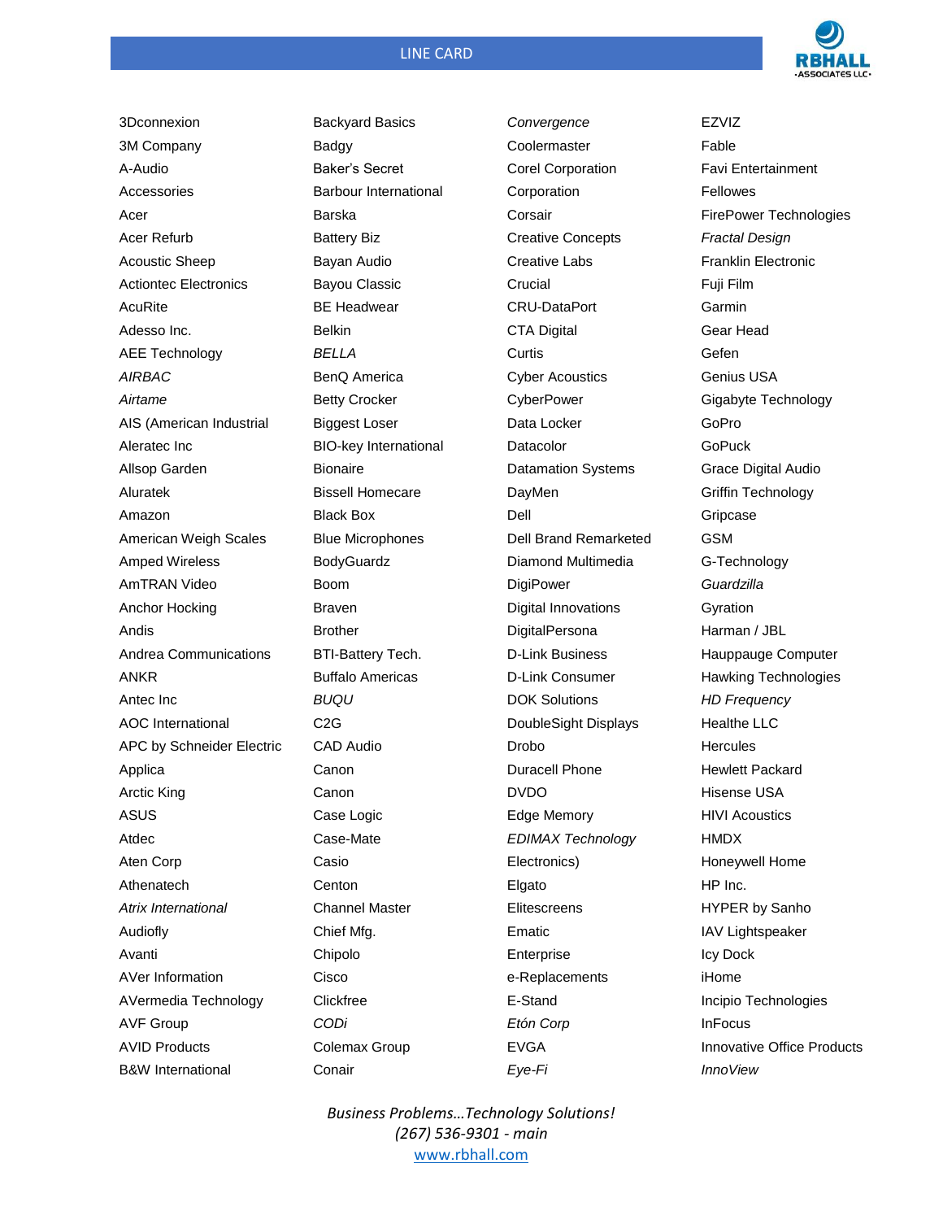# LINE CARD

RBHALL ASSOCIATES LLC

3Dconnexion
3M Company
A-Audio
Accessories
Acer
Acer Refurb
Acoustic Sheep
Actiontec Electronics
AcuRite
Adesso Inc.
AEE Technology
*AIRBAC*
*Airtame*
AIS (American Industrial
Aleratec Inc
Allsop Garden
Aluratek
Amazon
American Weigh Scales
Amped Wireless
AmTRAN Video
Anchor Hocking
Andis
Andrea Communications
ANKR
Antec Inc
AOC International
APC by Schneider Electric
Applica
Arctic King
ASUS
Atdec
Aten Corp
Athenatech
*Atrix International*
Audiofly
Avanti
AVer Information
AVermedia Technology
AVF Group
AVID Products
B&W International

Backyard Basics
Badgy
Baker's Secret
Barbour International
Barska
Battery Biz
Bayan Audio
Bayou Classic
BE Headwear
Belkin
*BELLA*
BenQ America
Betty Crocker
Biggest Loser
BIO-key International
Bionaire
Bissell Homecare
Black Box
Blue Microphones
BodyGuardz
Boom
Braven
Brother
BTI-Battery Tech.
Buffalo Americas
*BUQU*
C2G
CAD Audio
Canon
Canon
Case Logic
Case-Mate
Casio
Centon
Channel Master
Chief Mfg.
Chipolo
Cisco
Clickfree
*CODi*
Colemax Group
Conair

*Convergence*
Coolermaster
Corel Corporation
Corporation
Corsair
Creative Concepts
Creative Labs
Crucial
CRU-DataPort
CTA Digital
Curtis
Cyber Acoustics
CyberPower
Data Locker
Datacolor
Datamation Systems
DayMen
Dell
Dell Brand Remarketed
Diamond Multimedia
DigiPower
Digital Innovations
DigitalPersona
D-Link Business
D-Link Consumer
DOK Solutions
DoubleSight Displays
Drobo
Duracell Phone
DVDO
Edge Memory
*EDIMAX Technology*
Electronics)
Elgato
Elitescreens
Ematic
Enterprise
e-Replacements
E-Stand
*Etón Corp*
EVGA
*Eye-Fi*

EZVIZ
Fable
Favi Entertainment
Fellowes
FirePower Technologies
*Fractal Design*
Franklin Electronic
Fuji Film
Garmin
Gear Head
Gefen
Genius USA
Gigabyte Technology
GoPro
GoPuck
Grace Digital Audio
Griffin Technology
Gripcase
GSM
G-Technology
*Guardzilla*
Gyration
Harman / JBL
Hauppauge Computer
Hawking Technologies
*HD Frequency*
Healthe LLC
Hercules
Hewlett Packard
Hisense USA
HIVI Acoustics
HMDX
Honeywell Home
HP Inc.
HYPER by Sanho
IAV Lightspeaker
Icy Dock
iHome
Incipio Technologies
InFocus
Innovative Office Products
*InnoView*

*Business Problems…Technology Solutions!*
*(267) 536-9301 - main*
[www.rbhall.com](http://www.rbhall.com)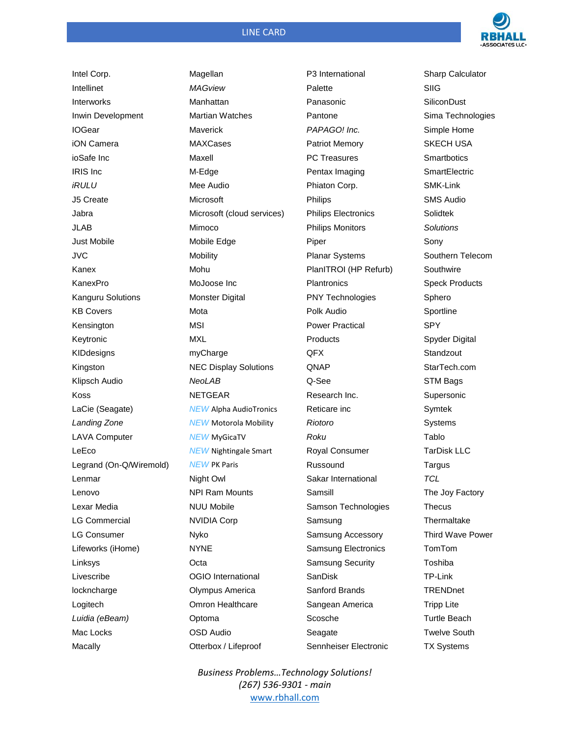LINE CARD

RBHALL ASSOCIATES LLC

Intel Corp.
Intellinet
Interworks
Inwin Development
IOGear
iON Camera
ioSafe Inc
IRIS Inc
*iRULU*
J5 Create
Jabra
JLAB
Just Mobile
JVC
Kanex
KanexPro
Kanguru Solutions
KB Covers
Kensington
Keytronic
KIDdesigns
Kingston
Klipsch Audio
Koss
LaCie (Seagate)
*Landing Zone*
LAVA Computer
LeEco
Legrand (On-Q/Wiremold)
Lenmar
Lenovo
Lexar Media
LG Commercial
LG Consumer
Lifeworks (iHome)
Linksys
Livescribe
lockncharge
Logitech
*Luidia (eBeam)*
Mac Locks
Macally

Magellan
*MAGview*
Manhattan
Martian Watches
Maverick
MAXCases
Maxell
M-Edge
Mee Audio
Microsoft
Microsoft (cloud services)
Mimoco
Mobile Edge
Mobility
Mohu
MoJoose Inc
Monster Digital
Mota
MSI
MXL
myCharge
NEC Display Solutions
*NeoLAB*
NETGEAR
*NEW* Alpha AudioTronics
*NEW* Motorola Mobility
*NEW* MyGicaTV
*NEW* Nightingale Smart
*NEW* PK Paris
Night Owl
NPI Ram Mounts
NUU Mobile
NVIDIA Corp
Nyko
NYNE
Octa
OGIO International
Olympus America
Omron Healthcare
Optoma
OSD Audio
Otterbox / Lifeproof

P3 International
Palette
Panasonic
Pantone
*PAPAGO! Inc.*
Patriot Memory
PC Treasures
Pentax Imaging
Phiaton Corp.
Philips
Philips Electronics
Philips Monitors
Piper
Planar Systems
PlanITROI (HP Refurb)
Plantronics
PNY Technologies
Polk Audio
Power Practical
Products
QFX
QNAP
Q-See
Research Inc.
Reticare inc
*Riotoro*
*Roku*
Royal Consumer
Russound
Sakar International
Samsill
Samson Technologies
Samsung
Samsung Accessory
Samsung Electronics
Samsung Security
SanDisk
Sanford Brands
Sangean America
Scosche
Seagate
Sennheiser Electronic

Sharp Calculator
SIIG
SiliconDust
Sima Technologies
Simple Home
SKECH USA
Smartbotics
SmartElectric
SMK-Link
SMS Audio
Solidtek
*Solutions*
Sony
Southern Telecom
Southwire
Speck Products
Sphero
Sportline
SPY
Spyder Digital
Standzout
StarTech.com
STM Bags
Supersonic
Symtek
Systems
Tablo
TarDisk LLC
Targus
*TCL*
The Joy Factory
Thecus
Thermaltake
Third Wave Power
TomTom
Toshiba
TP-Link
TRENDnet
Tripp Lite
Turtle Beach
Twelve South
TX Systems

*Business Problems…Technology Solutions!*
*(267) 536-9301 - main*
[www.rbhall.com](http://www.rbhall.com)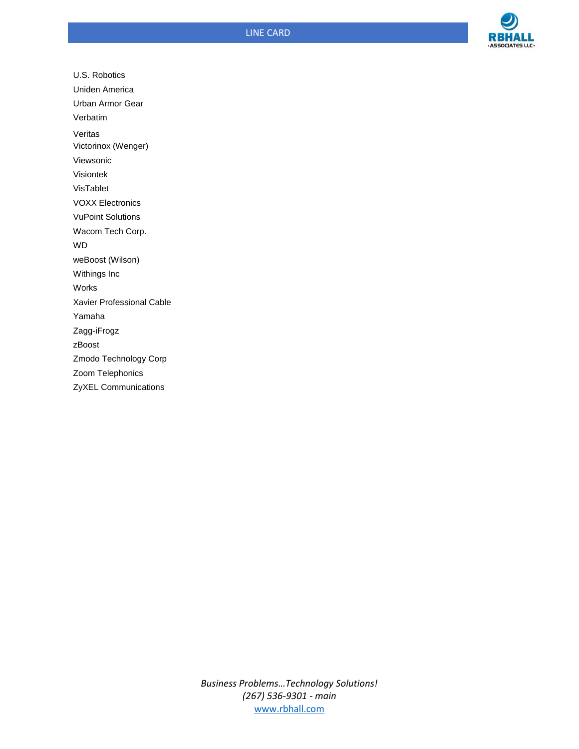U.S. Robotics
Uniden America
Urban Armor Gear
Verbatim
Veritas
Victorinox (Wenger)
Viewsonic
Visiontek
VisTablet
VOXX Electronics
VuPoint Solutions
Wacom Tech Corp.
WD
weBoost (Wilson)
Withings Inc
Works
Xavier Professional Cable
Yamaha
Zagg-iFrogz
zBoost
Zmodo Technology Corp
Zoom Telephonics
ZyXEL Communications